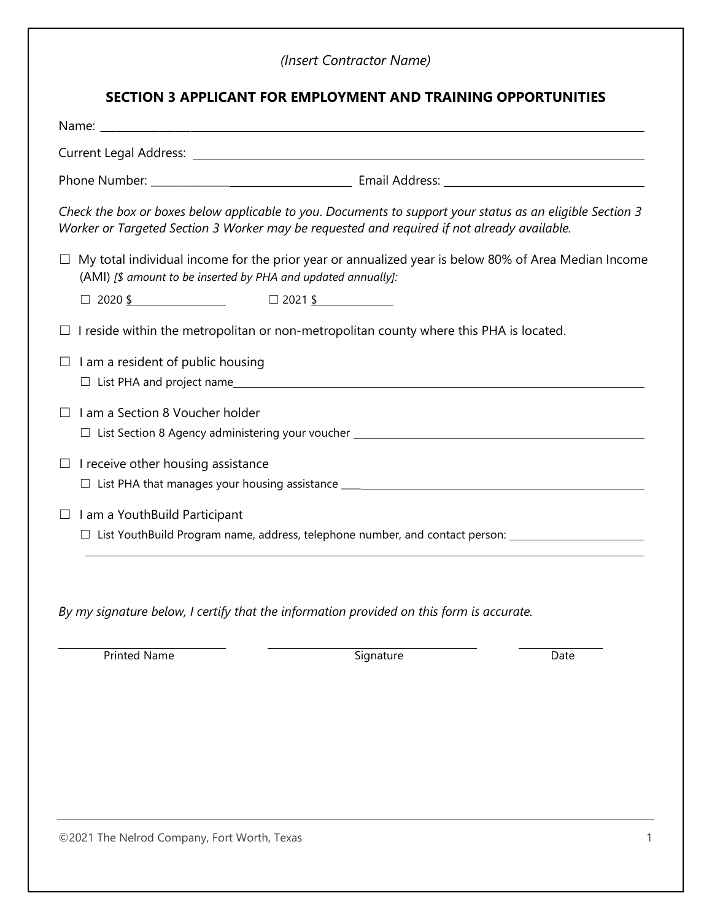*(Insert Contractor Name)*

## SECTION 3 APPLICANT FOR EMPLOYMENT AND TRAINING OPPORTUNITIES

Name: ______________________________________________

Current Legal Address: ______________________________________________

Phone Number: ______________________ Email Address: ______________________

*Check the box or boxes below applicable to you. Documents to support your status as an eligible Section 3 Worker or Targeted Section 3 Worker may be requested and required if not already available.*

☐ My total individual income for the prior year or annualized year is below 80% of Area Median Income (AMI) *[$ amount to be inserted by PHA and updated annually]:*

☐ 2020 $______________ ☐ 2021 $______________

☐ I reside within the metropolitan or non-metropolitan county where this PHA is located.

☐ I am a resident of public housing

☐ List PHA and project name______________________________________________

☐ I am a Section 8 Voucher holder

☐ List Section 8 Agency administering your voucher ______________________________________________

☐ I receive other housing assistance

☐ List PHA that manages your housing assistance ______________________________________________

☐ I am a YouthBuild Participant

☐ List YouthBuild Program name, address, telephone number, and contact person: ______________________________________________

______________________________________________

*By my signature below, I certify that the information provided on this form is accurate.*

______________________ ______________________ ______________

Printed Name Signature Date

©2021 The Nelrod Company, Fort Worth, Texas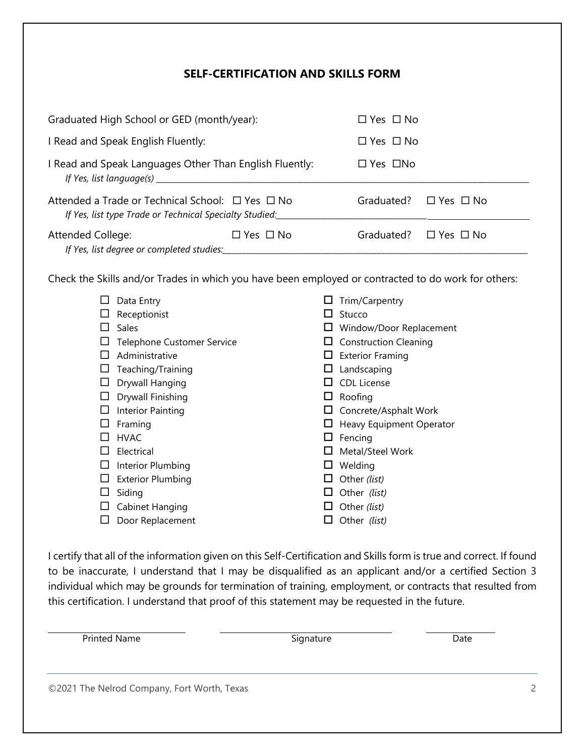## SELF-CERTIFICATION AND SKILLS FORM

Graduated High School or GED (month/year): ☐ Yes ☐ No

I Read and Speak English Fluently: ☐ Yes ☐ No

I Read and Speak Languages Other Than English Fluently: ☐ Yes ☐No
*If Yes, list language(s)* ____________________________________________

Attended a Trade or Technical School: ☐ Yes ☐ No   Graduated? ☐ Yes ☐ No
*If Yes, list type Trade or Technical Specialty Studied:*____________________________________________

Attended College: ☐ Yes ☐ No   Graduated? ☐ Yes ☐ No
*If Yes, list degree or completed studies:*____________________________________________

Check the Skills and/or Trades in which you have been employed or contracted to do work for others:

- ☐ Data Entry
- ☐ Receptionist
- ☐ Sales
- ☐ Telephone Customer Service
- ☐ Administrative
- ☐ Teaching/Training
- ☐ Drywall Hanging
- ☐ Drywall Finishing
- ☐ Interior Painting
- ☐ Framing
- ☐ HVAC
- ☐ Electrical
- ☐ Interior Plumbing
- ☐ Exterior Plumbing
- ☐ Siding
- ☐ Cabinet Hanging
- ☐ Door Replacement
- ☐ Trim/Carpentry
- ☐ Stucco
- ☐ Window/Door Replacement
- ☐ Construction Cleaning
- ☐ Exterior Framing
- ☐ Landscaping
- ☐ CDL License
- ☐ Roofing
- ☐ Concrete/Asphalt Work
- ☐ Heavy Equipment Operator
- ☐ Fencing
- ☐ Metal/Steel Work
- ☐ Welding
- ☐ Other *(list)*
- ☐ Other *(list)*
- ☐ Other *(list)*
- ☐ Other *(list)*

I certify that all of the information given on this Self-Certification and Skills form is true and correct. If found to be inaccurate, I understand that I may be disqualified as an applicant and/or a certified Section 3 individual which may be grounds for termination of training, employment, or contracts that resulted from this certification. I understand that proof of this statement may be requested in the future.

______________________ ______________________ ______________
Printed Name Signature Date

©2021 The Nelrod Company, Fort Worth, Texas